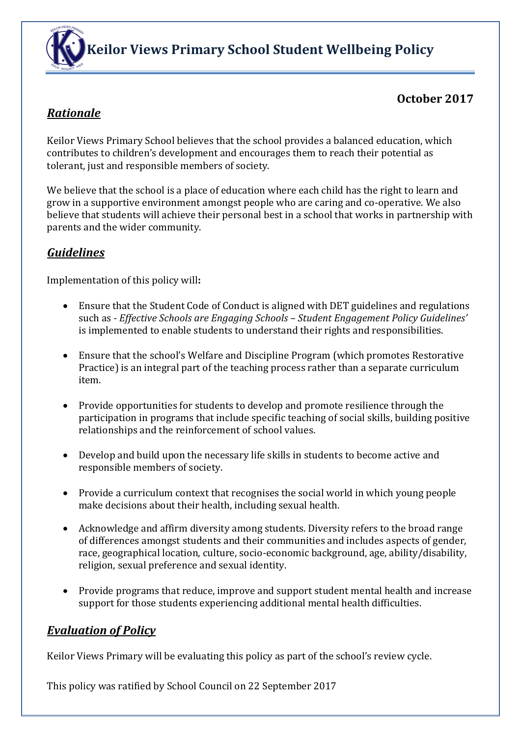# Keilor Views Primary School Student Wellbeing Policy

**October 2017**

## *Rationale*

Keilor Views Primary School believes that the school provides a balanced education, which contributes to children's development and encourages them to reach their potential as tolerant, just and responsible members of society.

We believe that the school is a place of education where each child has the right to learn and grow in a supportive environment amongst people who are caring and co-operative. We also believe that students will achieve their personal best in a school that works in partnership with parents and the wider community.

## *Guidelines*

Implementation of this policy will**:**

- Ensure that the Student Code of Conduct is aligned with DET guidelines and regulations such as - *Effective Schools are Engaging Schools – Student Engagement Policy Guidelines'* is implemented to enable students to understand their rights and responsibilities.
- Ensure that the school's Welfare and Discipline Program (which promotes Restorative Practice) is an integral part of the teaching process rather than a separate curriculum item.
- Provide opportunities for students to develop and promote resilience through the participation in programs that include specific teaching of social skills, building positive relationships and the reinforcement of school values.
- Develop and build upon the necessary life skills in students to become active and responsible members of society.
- Provide a curriculum context that recognises the social world in which young people make decisions about their health, including sexual health.
- Acknowledge and affirm diversity among students. Diversity refers to the broad range of differences amongst students and their communities and includes aspects of gender, race, geographical location, culture, socio-economic background, age, ability/disability, religion, sexual preference and sexual identity.
- Provide programs that reduce, improve and support student mental health and increase support for those students experiencing additional mental health difficulties.

## *Evaluation of Policy*

Keilor Views Primary will be evaluating this policy as part of the school's review cycle.

This policy was ratified by School Council on 22 September 2017